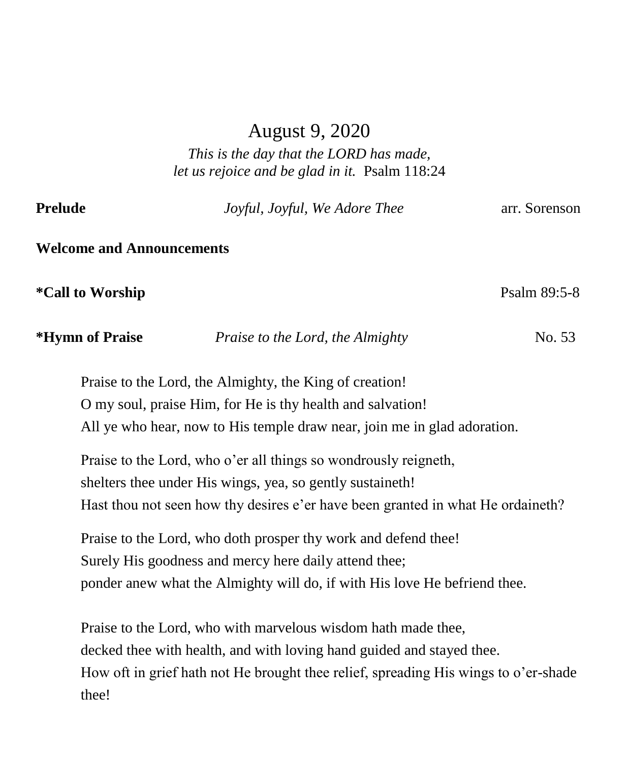# August 9, 2020

*This is the day that the LORD has made,*
*let us rejoice and be glad in it.* Psalm 118:24

**Prelude** *Joyful, Joyful, We Adore Thee* arr. Sorenson

**Welcome and Announcements**

***Call to Worship** Psalm 89:5-8

***Hymn of Praise** *Praise to the Lord, the Almighty* No. 53

Praise to the Lord, the Almighty, the King of creation!
O my soul, praise Him, for He is thy health and salvation!
All ye who hear, now to His temple draw near, join me in glad adoration.

Praise to the Lord, who o'er all things so wondrously reigneth,
shelters thee under His wings, yea, so gently sustaineth!
Hast thou not seen how thy desires e'er have been granted in what He ordaineth?

Praise to the Lord, who doth prosper thy work and defend thee!
Surely His goodness and mercy here daily attend thee;
ponder anew what the Almighty will do, if with His love He befriend thee.

Praise to the Lord, who with marvelous wisdom hath made thee,
decked thee with health, and with loving hand guided and stayed thee.
How oft in grief hath not He brought thee relief, spreading His wings to o'er-shade thee!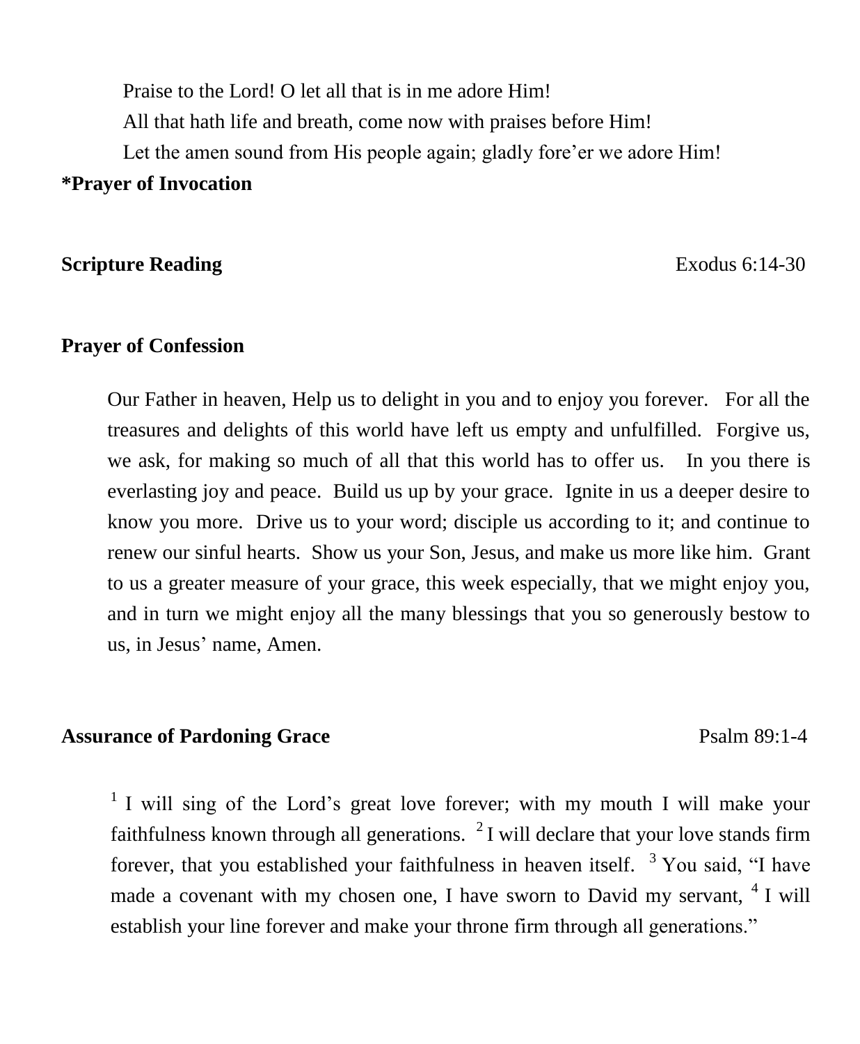Praise to the Lord! O let all that is in me adore Him!
All that hath life and breath, come now with praises before Him!
Let the amen sound from His people again; gladly fore'er we adore Him!

**\*Prayer of Invocation**

**Scripture Reading** Exodus 6:14-30

**Prayer of Confession**

Our Father in heaven, Help us to delight in you and to enjoy you forever. For all the treasures and delights of this world have left us empty and unfulfilled. Forgive us, we ask, for making so much of all that this world has to offer us. In you there is everlasting joy and peace. Build us up by your grace. Ignite in us a deeper desire to know you more. Drive us to your word; disciple us according to it; and continue to renew our sinful hearts. Show us your Son, Jesus, and make us more like him. Grant to us a greater measure of your grace, this week especially, that we might enjoy you, and in turn we might enjoy all the many blessings that you so generously bestow to us, in Jesus' name, Amen.

**Assurance of Pardoning Grace** Psalm 89:1-4

[1] I will sing of the Lord's great love forever; with my mouth I will make your faithfulness known through all generations. [2] I will declare that your love stands firm forever, that you established your faithfulness in heaven itself. [3] You said, "I have made a covenant with my chosen one, I have sworn to David my servant, [4] I will establish your line forever and make your throne firm through all generations."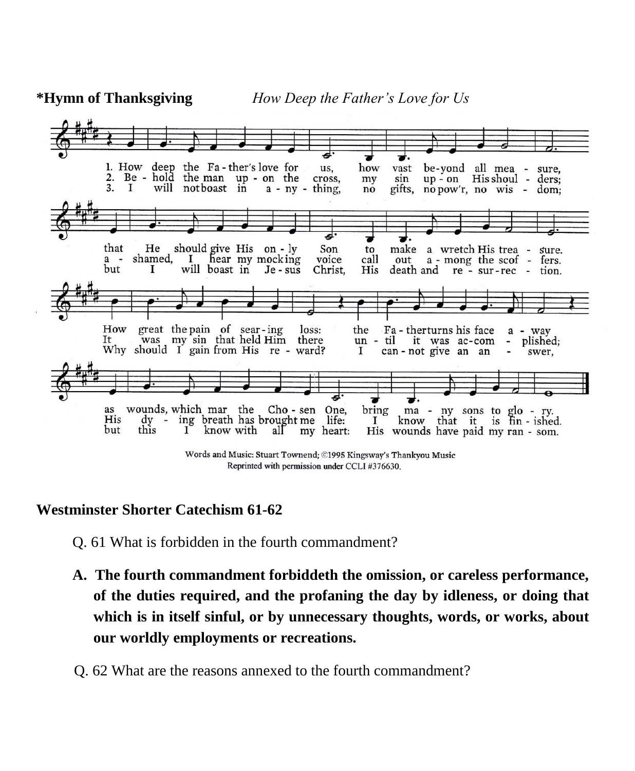**\*Hymn of Thanksgiving** *How Deep the Father's Love for Us*

1. How deep the Fa - ther's love for us, how vast be-yond all mea - sure, that He should give His on - ly Son to make a wretch His trea - sure. How great the pain of sear - ing loss: the Fa - ther turns his face a - way as wounds, which mar the Cho - sen One, bring ma - ny sons to glo - ry.

2. Be - hold the man up - on the cross, my sin up - on His shoul - ders; a - shamed, I hear my mock ing voice call out a - mong the scof - fers. It was my sin that held Him there un - til it was ac-com - plished; His dy - ing breath has brought me life: I know that it is fin - ished.

3. I will not boast in a - ny - thing, no gifts, no pow'r, no wis - dom; but I will boast in Je - sus Christ, His death and re - sur - rec - tion. Why should I gain from His re - ward? I can - not give an an - swer, but this I know with all my heart: His wounds have paid my ran - som.

Words and Music: Stuart Townend; ©1995 Kingsway's Thankyou Music
Reprinted with permission under CCLI #376630.

**Westminster Shorter Catechism 61-62**

Q. 61 What is forbidden in the fourth commandment?

**A. The fourth commandment forbiddeth the omission, or careless performance, of the duties required, and the profaning the day by idleness, or doing that which is in itself sinful, or by unnecessary thoughts, words, or works, about our worldly employments or recreations.**

Q. 62 What are the reasons annexed to the fourth commandment?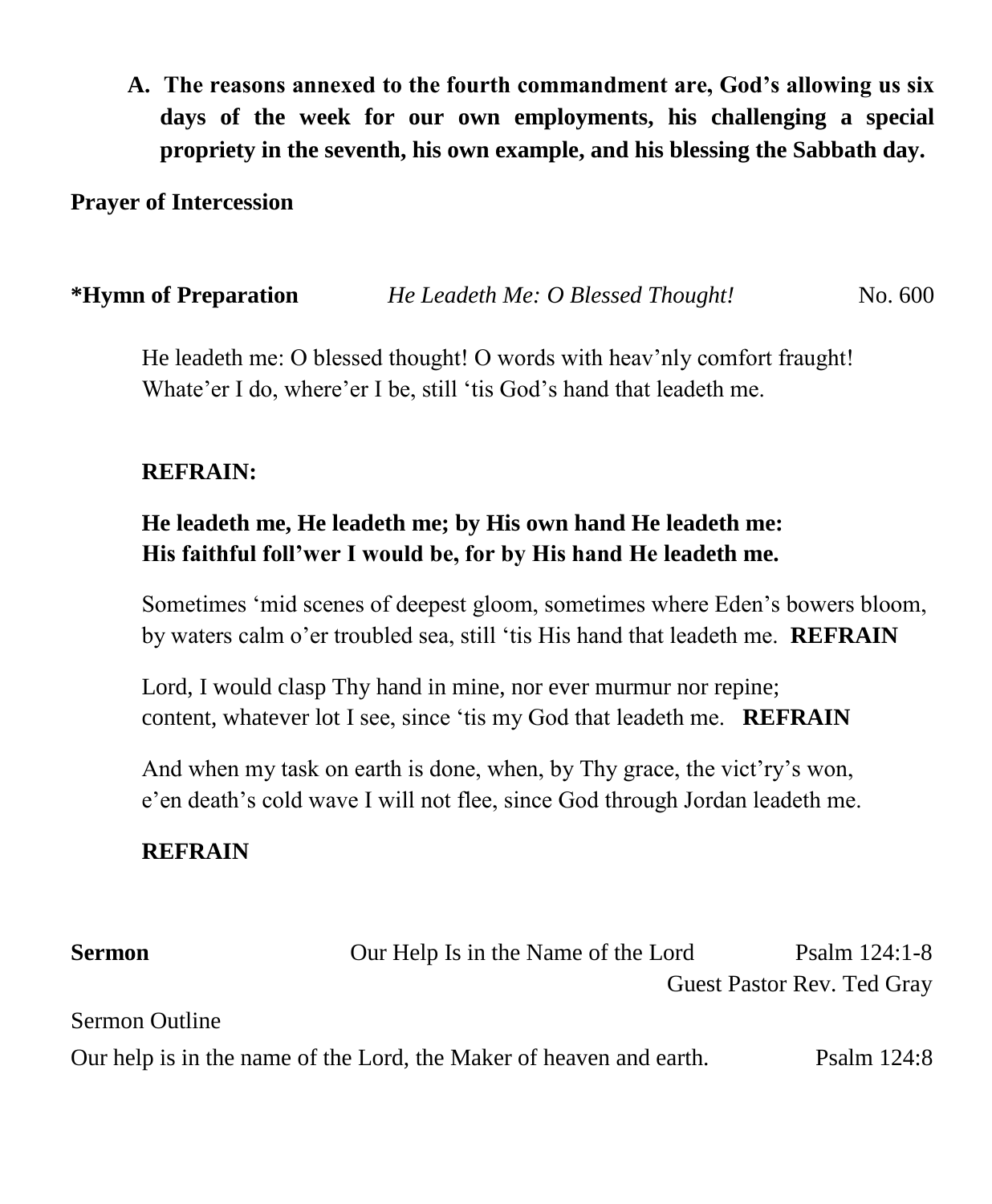**A. The reasons annexed to the fourth commandment are, God's allowing us six days of the week for our own employments, his challenging a special propriety in the seventh, his own example, and his blessing the Sabbath day.**

**Prayer of Intercession**

**\*Hymn of Preparation** *He Leadeth Me: O Blessed Thought!* No. 600

He leadeth me: O blessed thought! O words with heav'nly comfort fraught!
Whate'er I do, where'er I be, still 'tis God's hand that leadeth me.

**REFRAIN:**

**He leadeth me, He leadeth me; by His own hand He leadeth me:**
**His faithful foll'wer I would be, for by His hand He leadeth me.**

Sometimes 'mid scenes of deepest gloom, sometimes where Eden's bowers bloom,
by waters calm o'er troubled sea, still 'tis His hand that leadeth me. **REFRAIN**

Lord, I would clasp Thy hand in mine, nor ever murmur nor repine;
content, whatever lot I see, since 'tis my God that leadeth me. **REFRAIN**

And when my task on earth is done, when, by Thy grace, the vict'ry's won,
e'en death's cold wave I will not flee, since God through Jordan leadeth me.

**REFRAIN**

**Sermon** Our Help Is in the Name of the Lord Psalm 124:1-8
Guest Pastor Rev. Ted Gray

Sermon Outline

Our help is in the name of the Lord, the Maker of heaven and earth. Psalm 124:8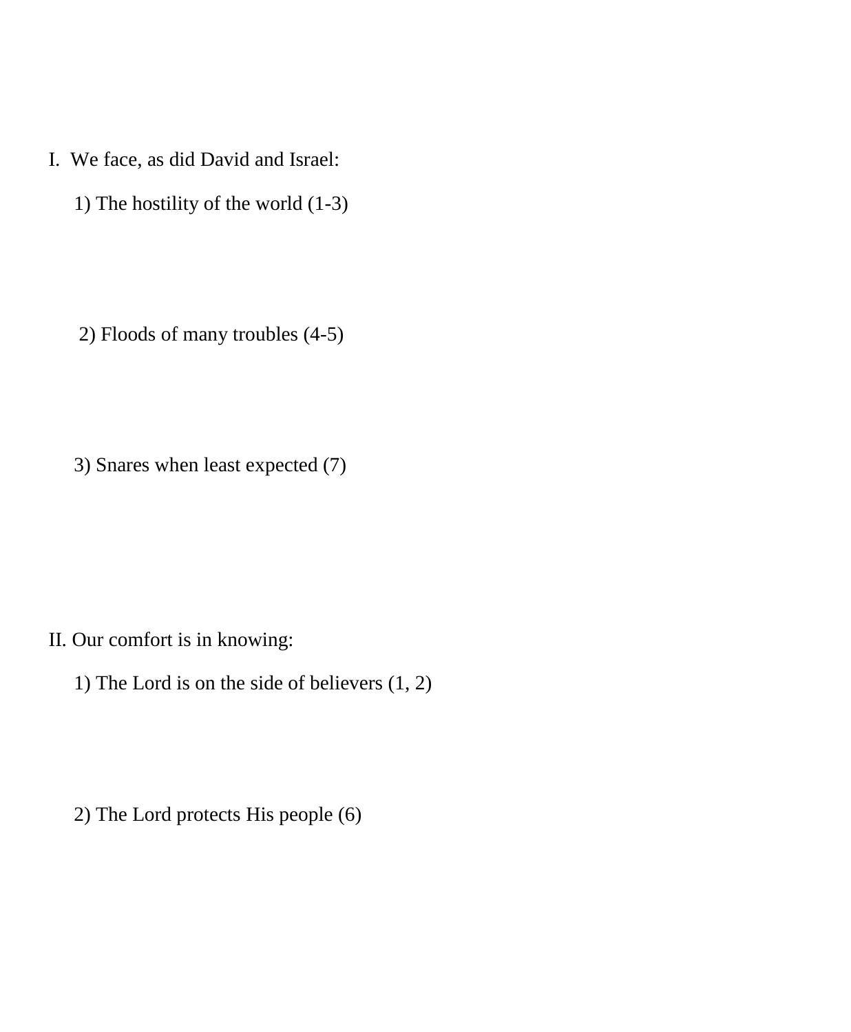I. We face, as did David and Israel:

1) The hostility of the world (1-3)

2) Floods of many troubles (4-5)

3) Snares when least expected (7)

II. Our comfort is in knowing:

1) The Lord is on the side of believers (1, 2)

2) The Lord protects His people (6)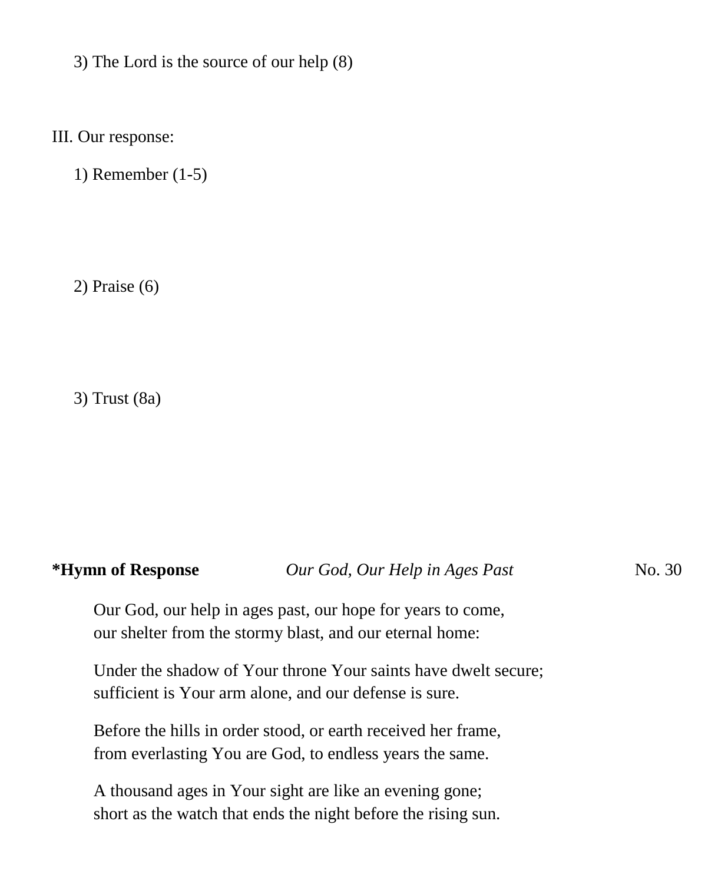3) The Lord is the source of our help (8)

III. Our response:

1) Remember (1-5)

2) Praise (6)

3) Trust (8a)

**\*Hymn of Response** *Our God, Our Help in Ages Past* No. 30

Our God, our help in ages past, our hope for years to come,
our shelter from the stormy blast, and our eternal home:

Under the shadow of Your throne Your saints have dwelt secure;
sufficient is Your arm alone, and our defense is sure.

Before the hills in order stood, or earth received her frame,
from everlasting You are God, to endless years the same.

A thousand ages in Your sight are like an evening gone;
short as the watch that ends the night before the rising sun.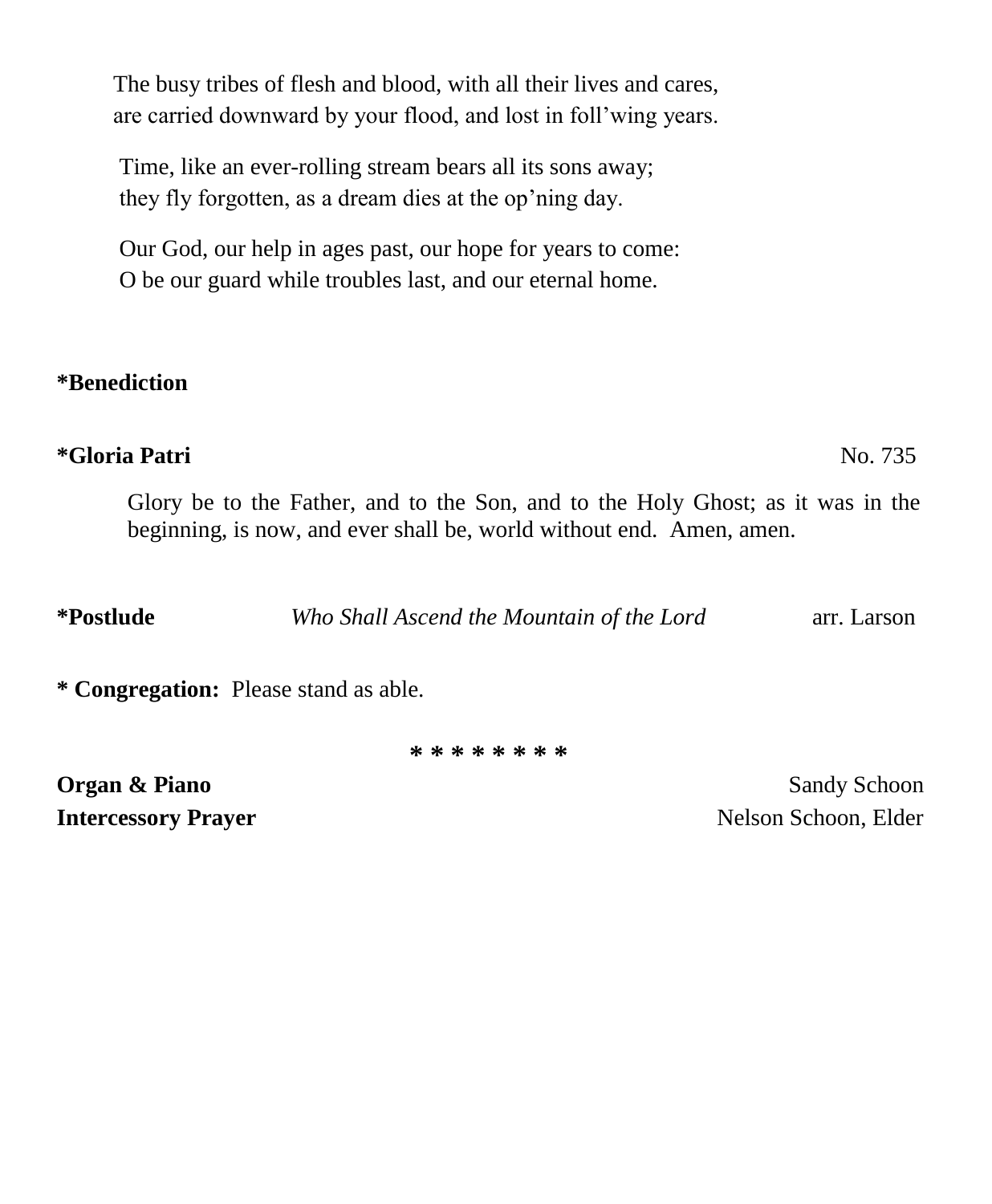The busy tribes of flesh and blood, with all their lives and cares,
are carried downward by your flood, and lost in foll'wing years.

Time, like an ever-rolling stream bears all its sons away;
they fly forgotten, as a dream dies at the op'ning day.

Our God, our help in ages past, our hope for years to come:
O be our guard while troubles last, and our eternal home.

**\*Benediction**

**\*Gloria Patri** No. 735

Glory be to the Father, and to the Son, and to the Holy Ghost; as it was in the beginning, is now, and ever shall be, world without end. Amen, amen.

**\*Postlude** *Who Shall Ascend the Mountain of the Lord* arr. Larson

**\* Congregation:** Please stand as able.

\* \* \* \* \* \* \* \*

**Organ & Piano** Sandy Schoon
**Intercessory Prayer** Nelson Schoon, Elder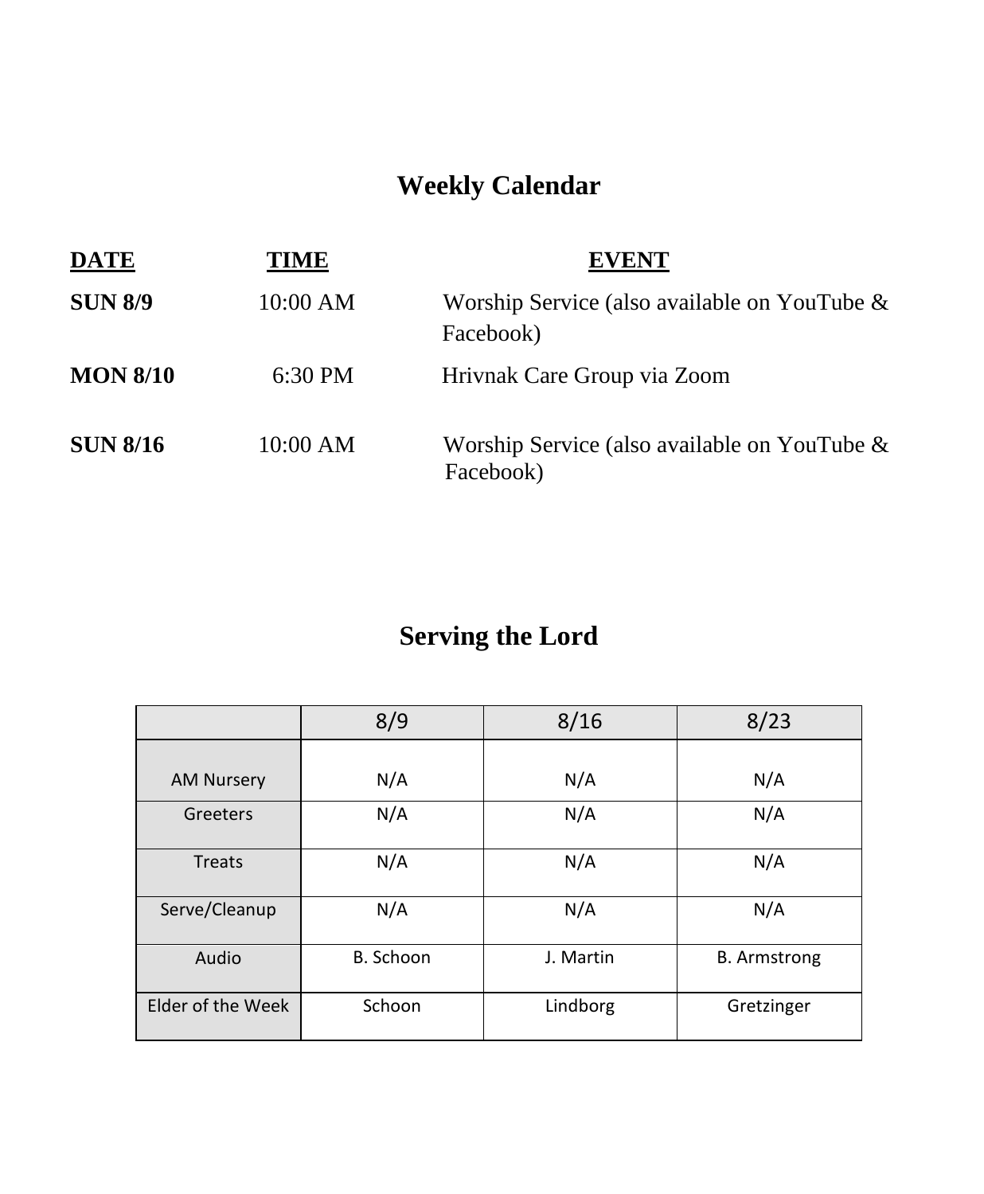# Weekly Calendar

| DATE | TIME | EVENT |
|---|---|---|
| **SUN 8/9** | 10:00 AM | Worship Service (also available on YouTube & Facebook) |
| **MON 8/10** | 6:30 PM | Hrivnak Care Group via Zoom |
| **SUN 8/16** | 10:00 AM | Worship Service (also available on YouTube & Facebook) |

# Serving the Lord

| | 8/9 | 8/16 | 8/23 |
|---|---|---|---|
| AM Nursery | N/A | N/A | N/A |
| Greeters | N/A | N/A | N/A |
| Treats | N/A | N/A | N/A |
| Serve/Cleanup | N/A | N/A | N/A |
| Audio | B. Schoon | J. Martin | B. Armstrong |
| Elder of the Week | Schoon | Lindborg | Gretzinger |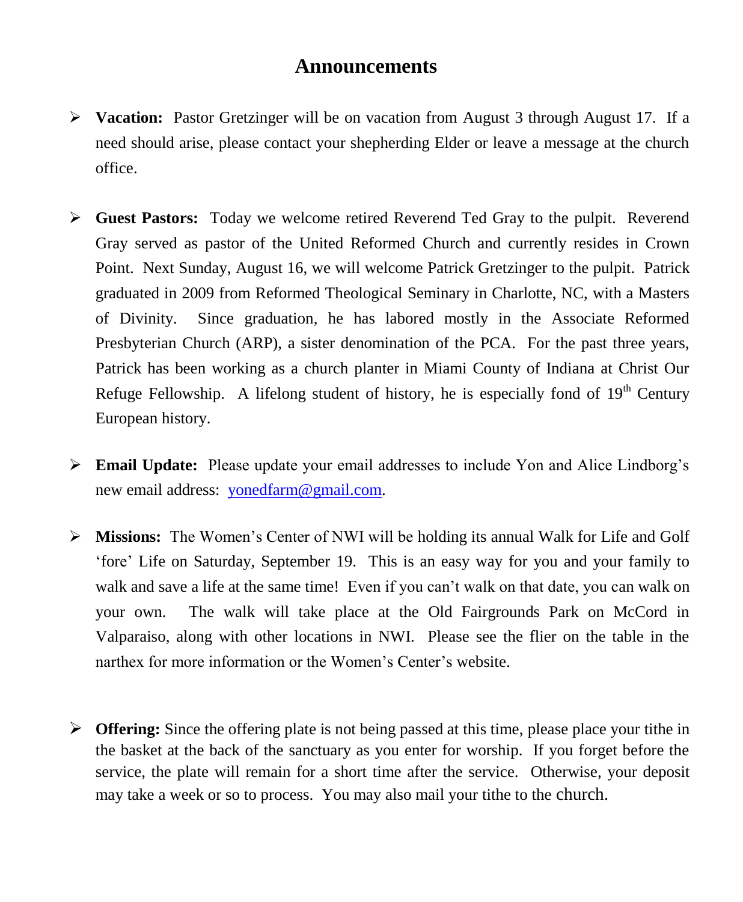# Announcements

- **Vacation:** Pastor Gretzinger will be on vacation from August 3 through August 17. If a need should arise, please contact your shepherding Elder or leave a message at the church office.

- **Guest Pastors:** Today we welcome retired Reverend Ted Gray to the pulpit. Reverend Gray served as pastor of the United Reformed Church and currently resides in Crown Point. Next Sunday, August 16, we will welcome Patrick Gretzinger to the pulpit. Patrick graduated in 2009 from Reformed Theological Seminary in Charlotte, NC, with a Masters of Divinity. Since graduation, he has labored mostly in the Associate Reformed Presbyterian Church (ARP), a sister denomination of the PCA. For the past three years, Patrick has been working as a church planter in Miami County of Indiana at Christ Our Refuge Fellowship. A lifelong student of history, he is especially fond of 19th Century European history.

- **Email Update:** Please update your email addresses to include Yon and Alice Lindborg's new email address: yonedfarm@gmail.com.

- **Missions:** The Women's Center of NWI will be holding its annual Walk for Life and Golf 'fore' Life on Saturday, September 19. This is an easy way for you and your family to walk and save a life at the same time! Even if you can't walk on that date, you can walk on your own. The walk will take place at the Old Fairgrounds Park on McCord in Valparaiso, along with other locations in NWI. Please see the flier on the table in the narthex for more information or the Women's Center's website.

- **Offering:** Since the offering plate is not being passed at this time, please place your tithe in the basket at the back of the sanctuary as you enter for worship. If you forget before the service, the plate will remain for a short time after the service. Otherwise, your deposit may take a week or so to process. You may also mail your tithe to the church.